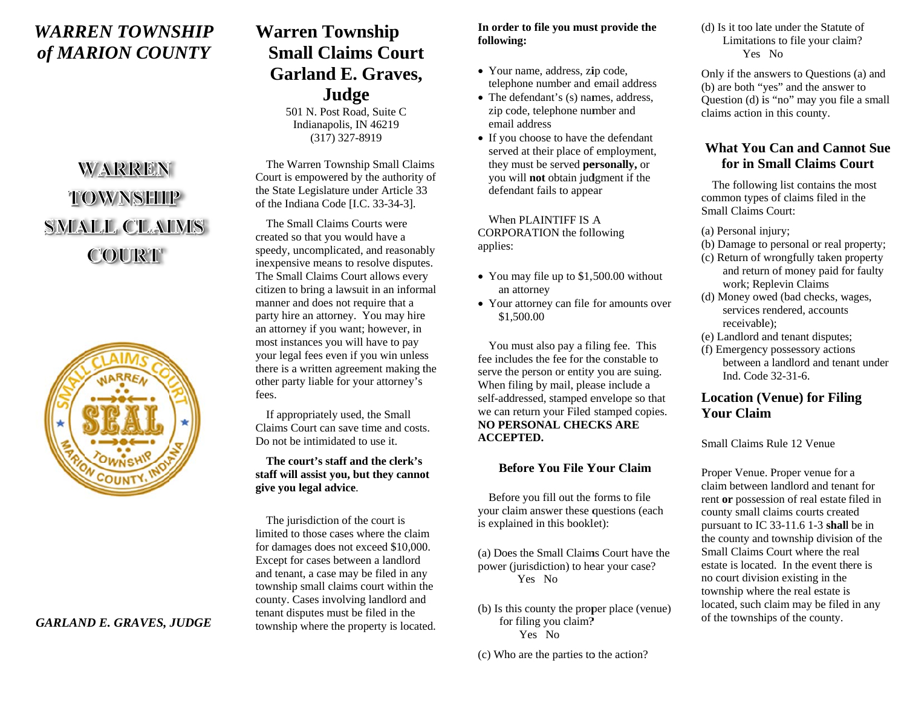# *WARREN TOWNSHIP of MARION COUNTY*

**WARREN TOWNSHIP SMALL CLAIMS COURT**

*GARLAND E. GRAVES, JUDGE*

# Warren Township Small Claims Court Garland E. Graves, Judge

501 N. Post Road, Suite C
Indianapolis, IN 46219
(317) 327-8919

The Warren Township Small Claims Court is empowered by the authority of the State Legislature under Article 33 of the Indiana Code [I.C. 33-34-3].

The Small Claims Courts were created so that you would have a speedy, uncomplicated, and reasonably inexpensive means to resolve disputes. The Small Claims Court allows every citizen to bring a lawsuit in an informal manner and does not require that a party hire an attorney. You may hire an attorney if you want; however, in most instances you will have to pay your legal fees even if you win unless there is a written agreement making the other party liable for your attorney's fees.

If appropriately used, the Small Claims Court can save time and costs. Do not be intimidated to use it.

**The court's staff and the clerk's staff will assist you, but they cannot give you legal advice**.

The jurisdiction of the court is limited to those cases where the claim for damages does not exceed $10,000. Except for cases between a landlord and tenant, a case may be filed in any township small claims court within the county. Cases involving landlord and tenant disputes must be filed in the township where the property is located.

**In order to file you must provide the following:**

- Your name, address, zip code, telephone number and email address
- The defendant's (s) names, address, zip code, telephone number and email address
- If you choose to have the defendant served at their place of employment, they must be served **personally,** or you will **not** obtain judgment if the defendant fails to appear

When PLAINTIFF IS A CORPORATION the following applies:

- You may file up to $1,500.00 without an attorney
- Your attorney can file for amounts over $1,500.00

You must also pay a filing fee. This fee includes the fee for the constable to serve the person or entity you are suing. When filing by mail, please include a self-addressed, stamped envelope so that we can return your Filed stamped copies. **NO PERSONAL CHECKS ARE ACCEPTED.**

## Before You File Your Claim

Before you fill out the forms to file your claim answer these questions (each is explained in this booklet):

(a) Does the Small Claims Court have the power (jurisdiction) to hear your case?
Yes No

(b) Is this county the proper place (venue) for filing you claim?
Yes No

(c) Who are the parties to the action?

(d) Is it too late under the Statute of Limitations to file your claim?
Yes No

Only if the answers to Questions (a) and (b) are both "yes" and the answer to Question (d) is "no" may you file a small claims action in this county.

## What You Can and Cannot Sue for in Small Claims Court

The following list contains the most common types of claims filed in the Small Claims Court:

(a) Personal injury;
(b) Damage to personal or real property;
(c) Return of wrongfully taken property and return of money paid for faulty work; Replevin Claims
(d) Money owed (bad checks, wages, services rendered, accounts receivable);
(e) Landlord and tenant disputes;
(f) Emergency possessory actions between a landlord and tenant under Ind. Code 32-31-6.

## Location (Venue) for Filing Your Claim

Small Claims Rule 12 Venue

Proper Venue. Proper venue for a claim between landlord and tenant for rent **or** possession of real estate filed in county small claims courts created pursuant to IC 33-11.6 1-3 **shall** be in the county and township division of the Small Claims Court where the real estate is located. In the event there is no court division existing in the township where the real estate is located, such claim may be filed in any of the townships of the county.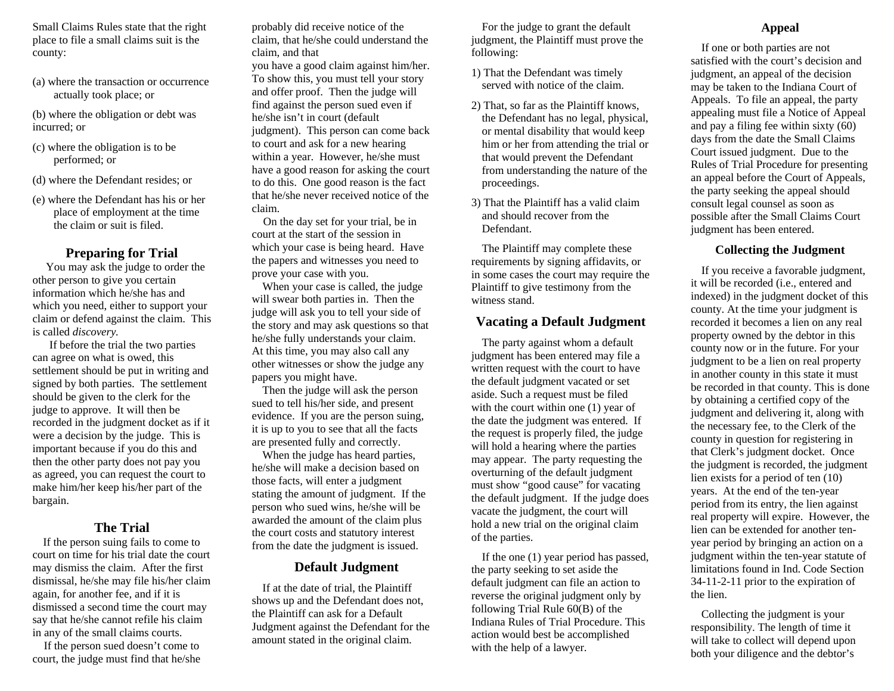Small Claims Rules state that the right place to file a small claims suit is the county:

(a) where the transaction or occurrence actually took place; or

(b) where the obligation or debt was incurred; or

(c) where the obligation is to be performed; or

(d) where the Defendant resides; or

(e) where the Defendant has his or her place of employment at the time the claim or suit is filed.

## Preparing for Trial

You may ask the judge to order the other person to give you certain information which he/she has and which you need, either to support your claim or defend against the claim. This is called *discovery.*

If before the trial the two parties can agree on what is owed, this settlement should be put in writing and signed by both parties. The settlement should be given to the clerk for the judge to approve. It will then be recorded in the judgment docket as if it were a decision by the judge. This is important because if you do this and then the other party does not pay you as agreed, you can request the court to make him/her keep his/her part of the bargain.

## The Trial

If the person suing fails to come to court on time for his trial date the court may dismiss the claim. After the first dismissal, he/she may file his/her claim again, for another fee, and if it is dismissed a second time the court may say that he/she cannot refile his claim in any of the small claims courts.

If the person sued doesn't come to court, the judge must find that he/she probably did receive notice of the claim, that he/she could understand the claim, and that you have a good claim against him/her. To show this, you must tell your story and offer proof. Then the judge will find against the person sued even if he/she isn't in court (default judgment). This person can come back to court and ask for a new hearing within a year. However, he/she must have a good reason for asking the court to do this. One good reason is the fact that he/she never received notice of the claim.

On the day set for your trial, be in court at the start of the session in which your case is being heard. Have the papers and witnesses you need to prove your case with you.

When your case is called, the judge will swear both parties in. Then the judge will ask you to tell your side of the story and may ask questions so that he/she fully understands your claim. At this time, you may also call any other witnesses or show the judge any papers you might have.

Then the judge will ask the person sued to tell his/her side, and present evidence. If you are the person suing, it is up to you to see that all the facts are presented fully and correctly.

When the judge has heard parties, he/she will make a decision based on those facts, will enter a judgment stating the amount of judgment. If the person who sued wins, he/she will be awarded the amount of the claim plus the court costs and statutory interest from the date the judgment is issued.

## Default Judgment

If at the date of trial, the Plaintiff shows up and the Defendant does not, the Plaintiff can ask for a Default Judgment against the Defendant for the amount stated in the original claim.

For the judge to grant the default judgment, the Plaintiff must prove the following:

1) That the Defendant was timely served with notice of the claim.

2) That, so far as the Plaintiff knows, the Defendant has no legal, physical, or mental disability that would keep him or her from attending the trial or that would prevent the Defendant from understanding the nature of the proceedings.

3) That the Plaintiff has a valid claim and should recover from the Defendant.

The Plaintiff may complete these requirements by signing affidavits, or in some cases the court may require the Plaintiff to give testimony from the witness stand.

## Vacating a Default Judgment

The party against whom a default judgment has been entered may file a written request with the court to have the default judgment vacated or set aside. Such a request must be filed with the court within one (1) year of the date the judgment was entered. If the request is properly filed, the judge will hold a hearing where the parties may appear. The party requesting the overturning of the default judgment must show "good cause" for vacating the default judgment. If the judge does vacate the judgment, the court will hold a new trial on the original claim of the parties.

If the one (1) year period has passed, the party seeking to set aside the default judgment can file an action to reverse the original judgment only by following Trial Rule 60(B) of the Indiana Rules of Trial Procedure. This action would best be accomplished with the help of a lawyer.

## Appeal

If one or both parties are not satisfied with the court's decision and judgment, an appeal of the decision may be taken to the Indiana Court of Appeals. To file an appeal, the party appealing must file a Notice of Appeal and pay a filing fee within sixty (60) days from the date the Small Claims Court issued judgment. Due to the Rules of Trial Procedure for presenting an appeal before the Court of Appeals, the party seeking the appeal should consult legal counsel as soon as possible after the Small Claims Court judgment has been entered.

## Collecting the Judgment

If you receive a favorable judgment, it will be recorded (i.e., entered and indexed) in the judgment docket of this county. At the time your judgment is recorded it becomes a lien on any real property owned by the debtor in this county now or in the future. For your judgment to be a lien on real property in another county in this state it must be recorded in that county. This is done by obtaining a certified copy of the judgment and delivering it, along with the necessary fee, to the Clerk of the county in question for registering in that Clerk's judgment docket. Once the judgment is recorded, the judgment lien exists for a period of ten (10) years. At the end of the ten-year period from its entry, the lien against real property will expire. However, the lien can be extended for another ten-year period by bringing an action on a judgment within the ten-year statute of limitations found in Ind. Code Section 34-11-2-11 prior to the expiration of the lien.

Collecting the judgment is your responsibility. The length of time it will take to collect will depend upon both your diligence and the debtor's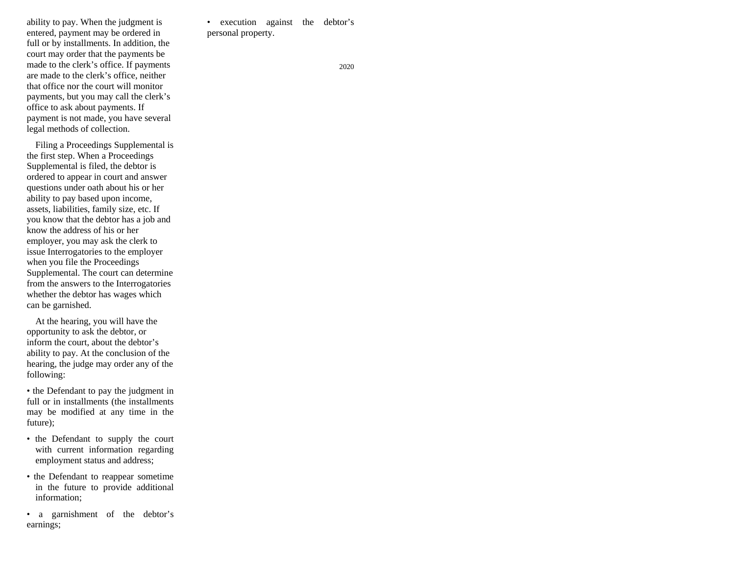ability to pay. When the judgment is entered, payment may be ordered in full or by installments. In addition, the court may order that the payments be made to the clerk's office. If payments are made to the clerk's office, neither that office nor the court will monitor payments, but you may call the clerk's office to ask about payments. If payment is not made, you have several legal methods of collection.

Filing a Proceedings Supplemental is the first step. When a Proceedings Supplemental is filed, the debtor is ordered to appear in court and answer questions under oath about his or her ability to pay based upon income, assets, liabilities, family size, etc. If you know that the debtor has a job and know the address of his or her employer, you may ask the clerk to issue Interrogatories to the employer when you file the Proceedings Supplemental. The court can determine from the answers to the Interrogatories whether the debtor has wages which can be garnished.

At the hearing, you will have the opportunity to ask the debtor, or inform the court, about the debtor's ability to pay. At the conclusion of the hearing, the judge may order any of the following:

- the Defendant to pay the judgment in full or in installments (the installments may be modified at any time in the future);
- the Defendant to supply the court with current information regarding employment status and address;
- the Defendant to reappear sometime in the future to provide additional information;
- a garnishment of the debtor's earnings;
- execution against the debtor's personal property.

2020